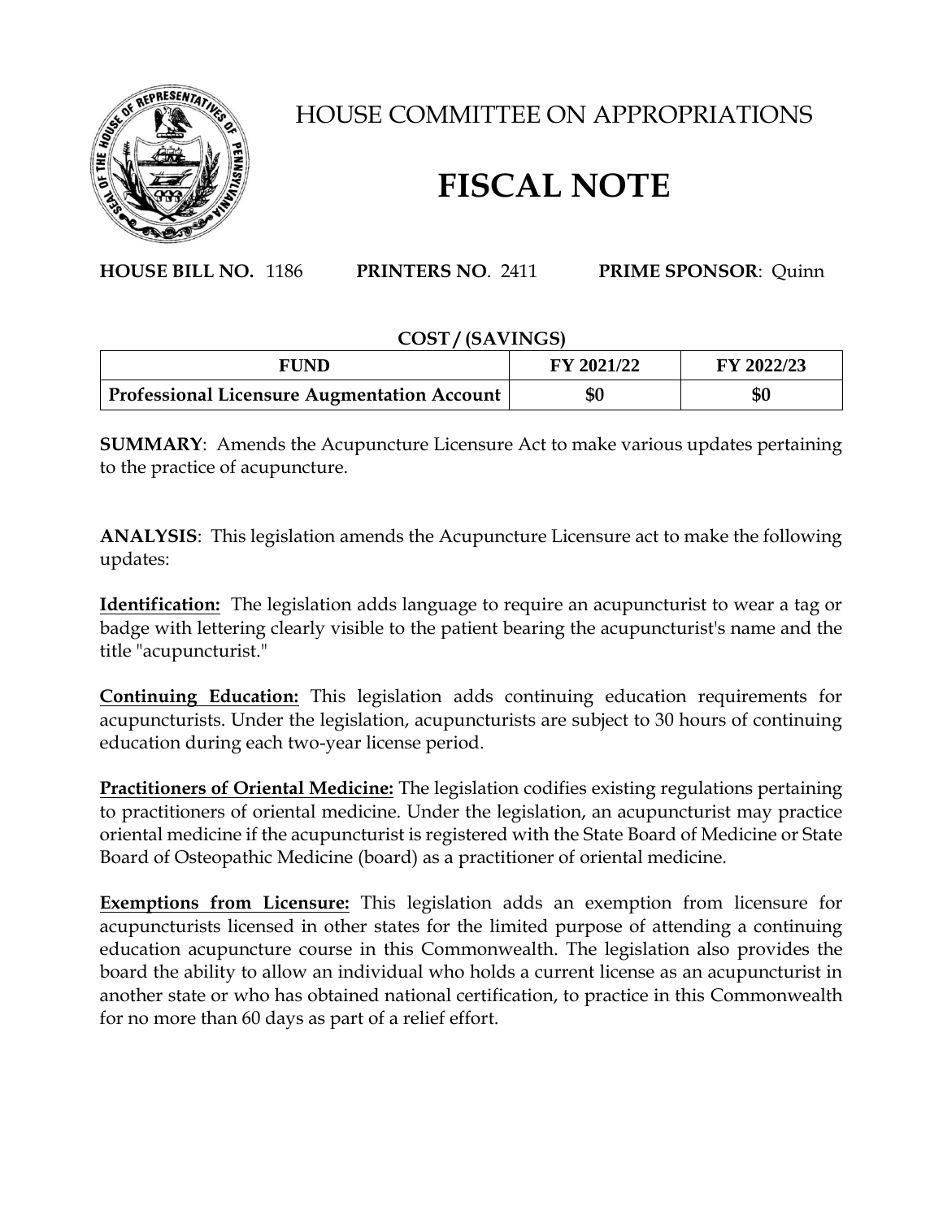# HOUSE COMMITTEE ON APPROPRIATIONS

# FISCAL NOTE

**HOUSE BILL NO.** 1186 **PRINTERS NO**. 2411 **PRIME SPONSOR**: Quinn

**COST / (SAVINGS)**

| FUND | FY 2021/22 | FY 2022/23 |
|---|---|---|
| **Professional Licensure Augmentation Account** | **$0** | **$0** |

**SUMMARY**: Amends the Acupuncture Licensure Act to make various updates pertaining to the practice of acupuncture.

**ANALYSIS**: This legislation amends the Acupuncture Licensure act to make the following updates:

**Identification:** The legislation adds language to require an acupuncturist to wear a tag or badge with lettering clearly visible to the patient bearing the acupuncturist's name and the title "acupuncturist."

**Continuing Education:** This legislation adds continuing education requirements for acupuncturists. Under the legislation, acupuncturists are subject to 30 hours of continuing education during each two-year license period.

**Practitioners of Oriental Medicine:** The legislation codifies existing regulations pertaining to practitioners of oriental medicine. Under the legislation, an acupuncturist may practice oriental medicine if the acupuncturist is registered with the State Board of Medicine or State Board of Osteopathic Medicine (board) as a practitioner of oriental medicine.

**Exemptions from Licensure:** This legislation adds an exemption from licensure for acupuncturists licensed in other states for the limited purpose of attending a continuing education acupuncture course in this Commonwealth. The legislation also provides the board the ability to allow an individual who holds a current license as an acupuncturist in another state or who has obtained national certification, to practice in this Commonwealth for no more than 60 days as part of a relief effort.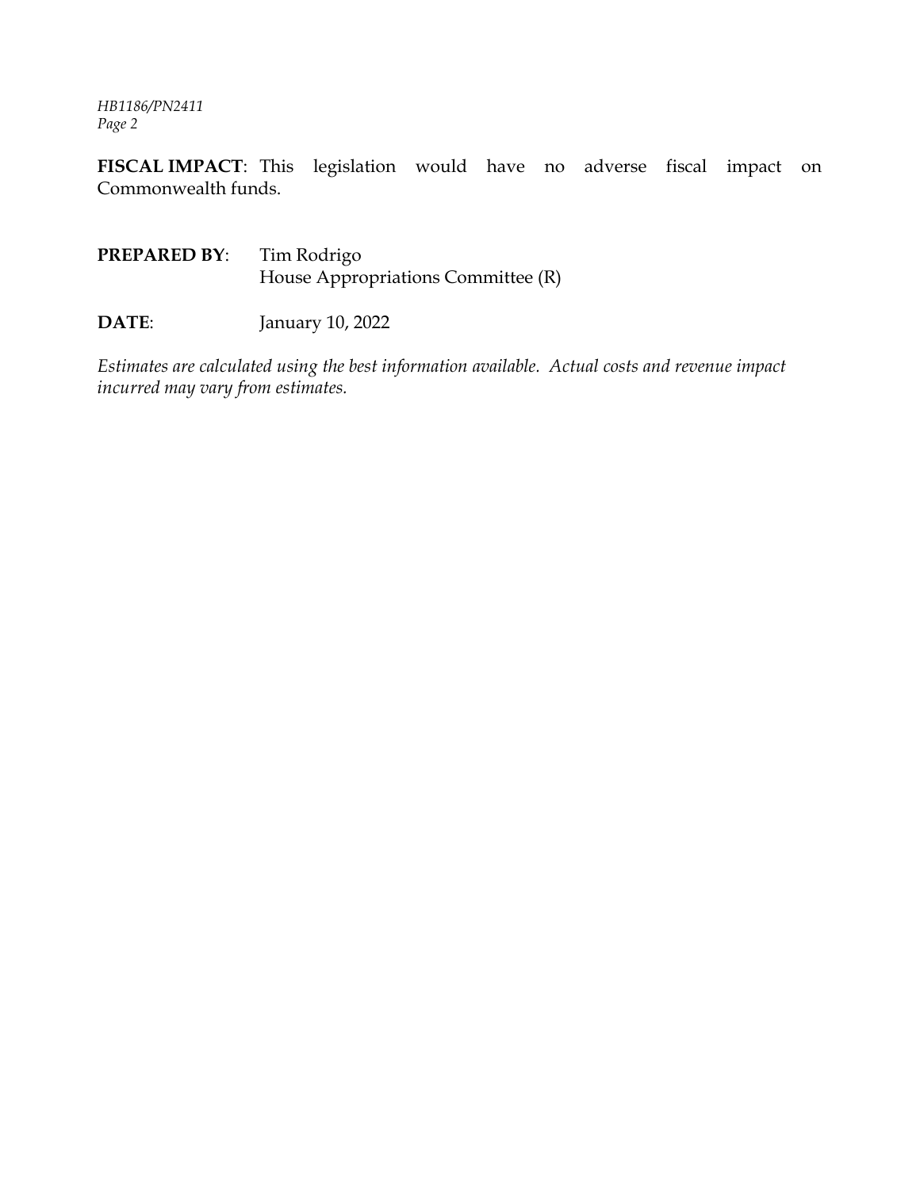**FISCAL IMPACT**: This legislation would have no adverse fiscal impact on Commonwealth funds.

**PREPARED BY**: Tim Rodrigo
House Appropriations Committee (R)

**DATE**: January 10, 2022

*Estimates are calculated using the best information available. Actual costs and revenue impact incurred may vary from estimates.*